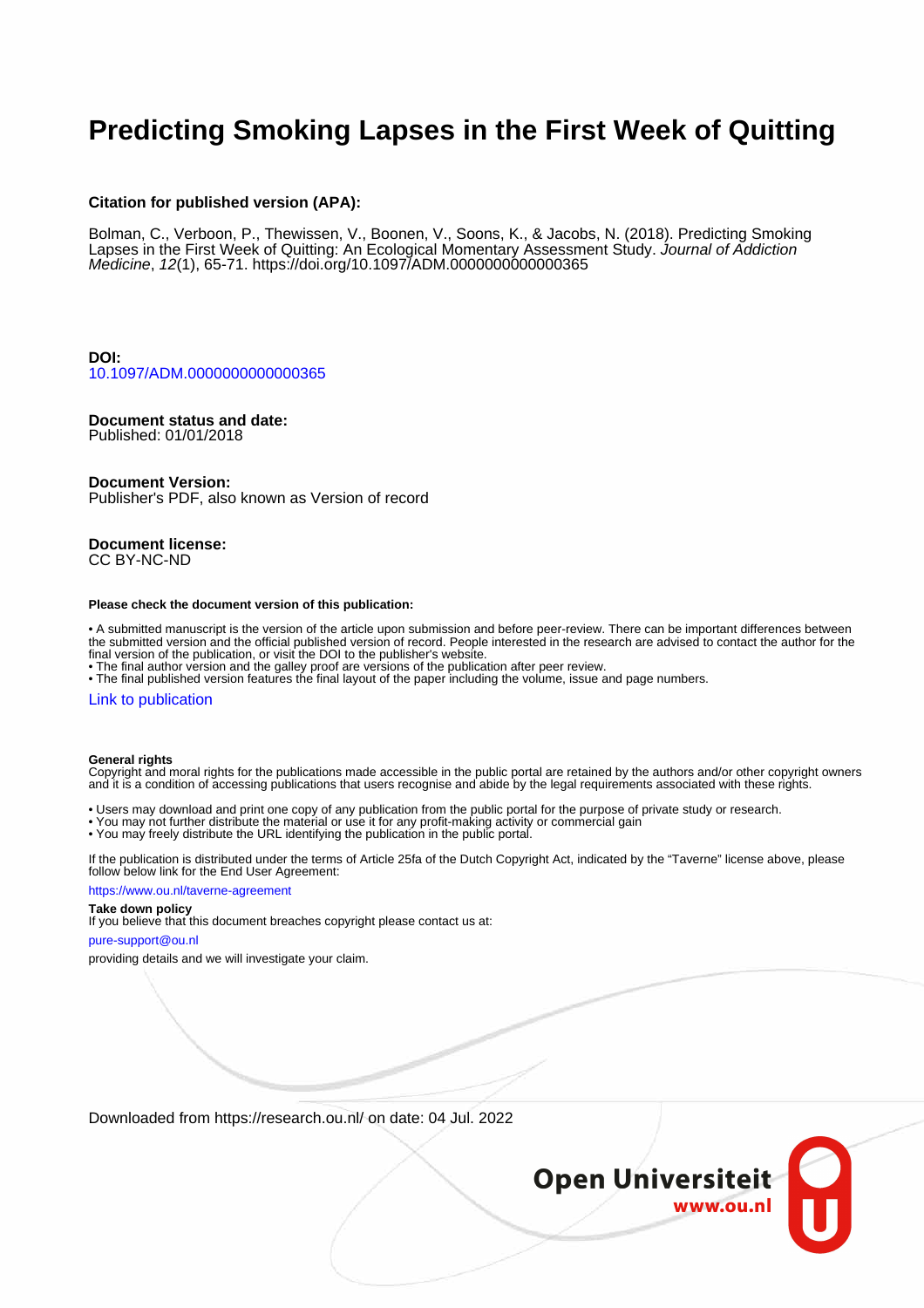# Predicting Smoking Lapses in the First Week of Quitting

**Citation for published version (APA):**

Bolman, C., Verboon, P., Thewissen, V., Boonen, V., Soons, K., & Jacobs, N. (2018). Predicting Smoking Lapses in the First Week of Quitting: An Ecological Momentary Assessment Study. *Journal of Addiction Medicine*, *12*(1), 65-71. https://doi.org/10.1097/ADM.0000000000000365

**DOI:**
10.1097/ADM.0000000000000365

**Document status and date:**
Published: 01/01/2018

**Document Version:**
Publisher's PDF, also known as Version of record

**Document license:**
CC BY-NC-ND

**Please check the document version of this publication:**

• A submitted manuscript is the version of the article upon submission and before peer-review. There can be important differences between the submitted version and the official published version of record. People interested in the research are advised to contact the author for the final version of the publication, or visit the DOI to the publisher's website.
• The final author version and the galley proof are versions of the publication after peer review.
• The final published version features the final layout of the paper including the volume, issue and page numbers.

Link to publication

**General rights**
Copyright and moral rights for the publications made accessible in the public portal are retained by the authors and/or other copyright owners and it is a condition of accessing publications that users recognise and abide by the legal requirements associated with these rights.

• Users may download and print one copy of any publication from the public portal for the purpose of private study or research.
• You may not further distribute the material or use it for any profit-making activity or commercial gain
• You may freely distribute the URL identifying the publication in the public portal.

If the publication is distributed under the terms of Article 25fa of the Dutch Copyright Act, indicated by the "Taverne" license above, please follow below link for the End User Agreement:

https://www.ou.nl/taverne-agreement

**Take down policy**
If you believe that this document breaches copyright please contact us at:

pure-support@ou.nl

providing details and we will investigate your claim.

Downloaded from https://research.ou.nl/ on date: 04 Jul. 2022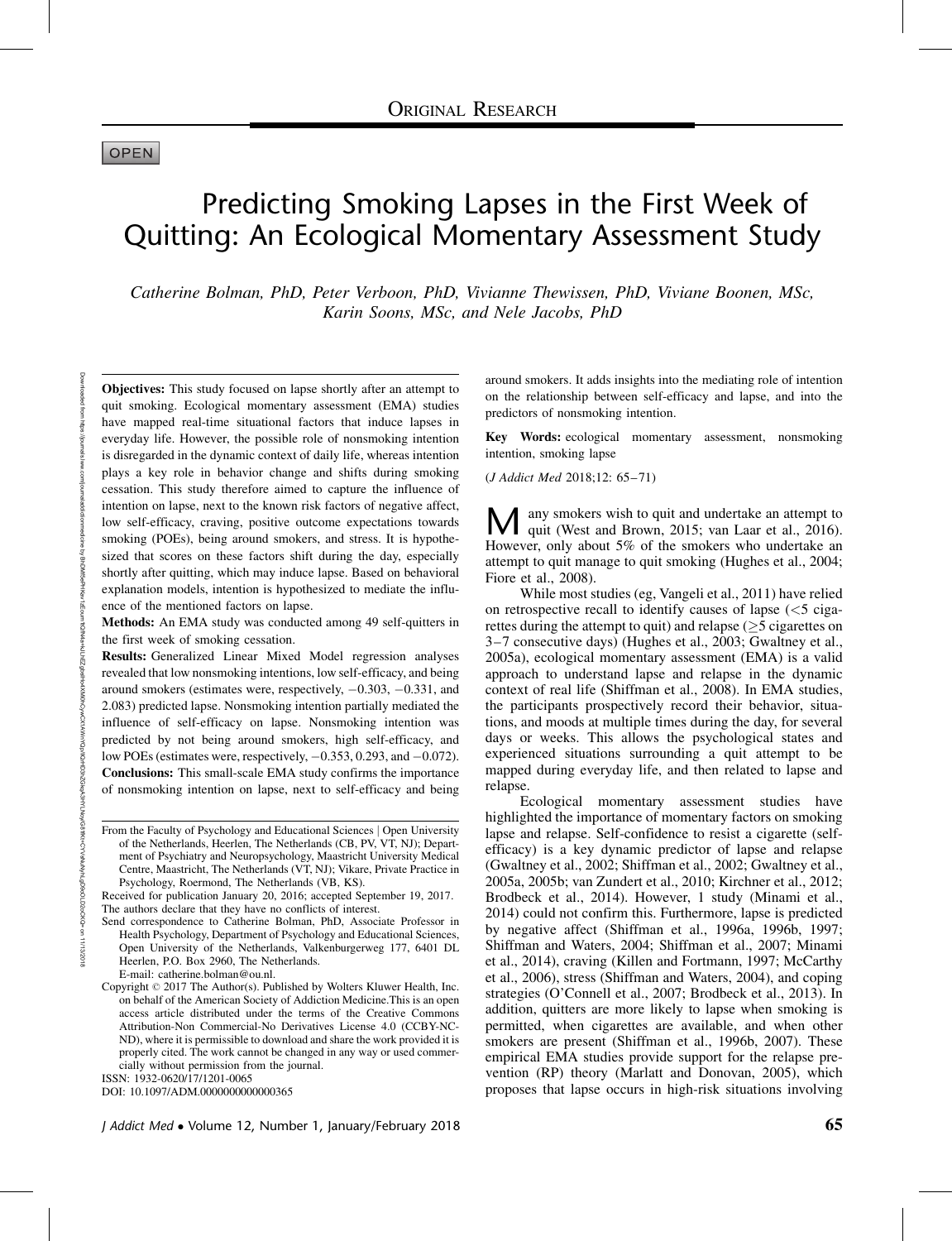ORIGINAL RESEARCH

OPEN

# Predicting Smoking Lapses in the First Week of Quitting: An Ecological Momentary Assessment Study

*Catherine Bolman, PhD, Peter Verboon, PhD, Vivianne Thewissen, PhD, Viviane Boonen, MSc, Karin Soons, MSc, and Nele Jacobs, PhD*

**Objectives:** This study focused on lapse shortly after an attempt to quit smoking. Ecological momentary assessment (EMA) studies have mapped real-time situational factors that induce lapses in everyday life. However, the possible role of nonsmoking intention is disregarded in the dynamic context of daily life, whereas intention plays a key role in behavior change and shifts during smoking cessation. This study therefore aimed to capture the influence of intention on lapse, next to the known risk factors of negative affect, low self-efficacy, craving, positive outcome expectations towards smoking (POEs), being around smokers, and stress. It is hypothesized that scores on these factors shift during the day, especially shortly after quitting, which may induce lapse. Based on behavioral explanation models, intention is hypothesized to mediate the influence of the mentioned factors on lapse.

**Methods:** An EMA study was conducted among 49 self-quitters in the first week of smoking cessation.

**Results:** Generalized Linear Mixed Model regression analyses revealed that low nonsmoking intentions, low self-efficacy, and being around smokers (estimates were, respectively, −0.303, −0.331, and 2.083) predicted lapse. Nonsmoking intention partially mediated the influence of self-efficacy on lapse. Nonsmoking intention was predicted by not being around smokers, high self-efficacy, and low POEs (estimates were, respectively, −0.353, 0.293, and −0.072).

**Conclusions:** This small-scale EMA study confirms the importance of nonsmoking intention on lapse, next to self-efficacy and being around smokers. It adds insights into the mediating role of intention on the relationship between self-efficacy and lapse, and into the predictors of nonsmoking intention.

**Key Words:** ecological momentary assessment, nonsmoking intention, smoking lapse

(*J Addict Med* 2018;12: 65–71)

From the Faculty of Psychology and Educational Sciences | Open University of the Netherlands, Heerlen, The Netherlands (CB, PV, VT, NJ); Department of Psychiatry and Neuropsychology, Maastricht University Medical Centre, Maastricht, The Netherlands (VT, NJ); Vikare, Private Practice in Psychology, Roermond, The Netherlands (VB, KS).

Received for publication January 20, 2016; accepted September 19, 2017.

The authors declare that they have no conflicts of interest.

Send correspondence to Catherine Bolman, PhD, Associate Professor in Health Psychology, Department of Psychology and Educational Sciences, Open University of the Netherlands, Valkenburgerweg 177, 6401 DL Heerlen, P.O. Box 2960, The Netherlands. E-mail: catherine.bolman@ou.nl.

Copyright © 2017 The Author(s). Published by Wolters Kluwer Health, Inc. on behalf of the American Society of Addiction Medicine.This is an open access article distributed under the terms of the Creative Commons Attribution-Non Commercial-No Derivatives License 4.0 (CCBY-NC-ND), where it is permissible to download and share the work provided it is properly cited. The work cannot be changed in any way or used commercially without permission from the journal.

ISSN: 1932-0620/17/1201-0065

DOI: 10.1097/ADM.0000000000000365

Many smokers wish to quit and undertake an attempt to quit (West and Brown, 2015; van Laar et al., 2016). However, only about 5% of the smokers who undertake an attempt to quit manage to quit smoking (Hughes et al., 2004; Fiore et al., 2008).

While most studies (eg, Vangeli et al., 2011) have relied on retrospective recall to identify causes of lapse (<5 cigarettes during the attempt to quit) and relapse (≥5 cigarettes on 3–7 consecutive days) (Hughes et al., 2003; Gwaltney et al., 2005a), ecological momentary assessment (EMA) is a valid approach to understand lapse and relapse in the dynamic context of real life (Shiffman et al., 2008). In EMA studies, the participants prospectively record their behavior, situations, and moods at multiple times during the day, for several days or weeks. This allows the psychological states and experienced situations surrounding a quit attempt to be mapped during everyday life, and then related to lapse and relapse.

Ecological momentary assessment studies have highlighted the importance of momentary factors on smoking lapse and relapse. Self-confidence to resist a cigarette (self-efficacy) is a key dynamic predictor of lapse and relapse (Gwaltney et al., 2002; Shiffman et al., 2002; Gwaltney et al., 2005a, 2005b; van Zundert et al., 2010; Kirchner et al., 2012; Brodbeck et al., 2014). However, 1 study (Minami et al., 2014) could not confirm this. Furthermore, lapse is predicted by negative affect (Shiffman et al., 1996a, 1996b, 1997; Shiffman and Waters, 2004; Shiffman et al., 2007; Minami et al., 2014), craving (Killen and Fortmann, 1997; McCarthy et al., 2006), stress (Shiffman and Waters, 2004), and coping strategies (O'Connell et al., 2007; Brodbeck et al., 2013). In addition, quitters are more likely to lapse when smoking is permitted, when cigarettes are available, and when other smokers are present (Shiffman et al., 1996b, 2007). These empirical EMA studies provide support for the relapse prevention (RP) theory (Marlatt and Donovan, 2005), which proposes that lapse occurs in high-risk situations involving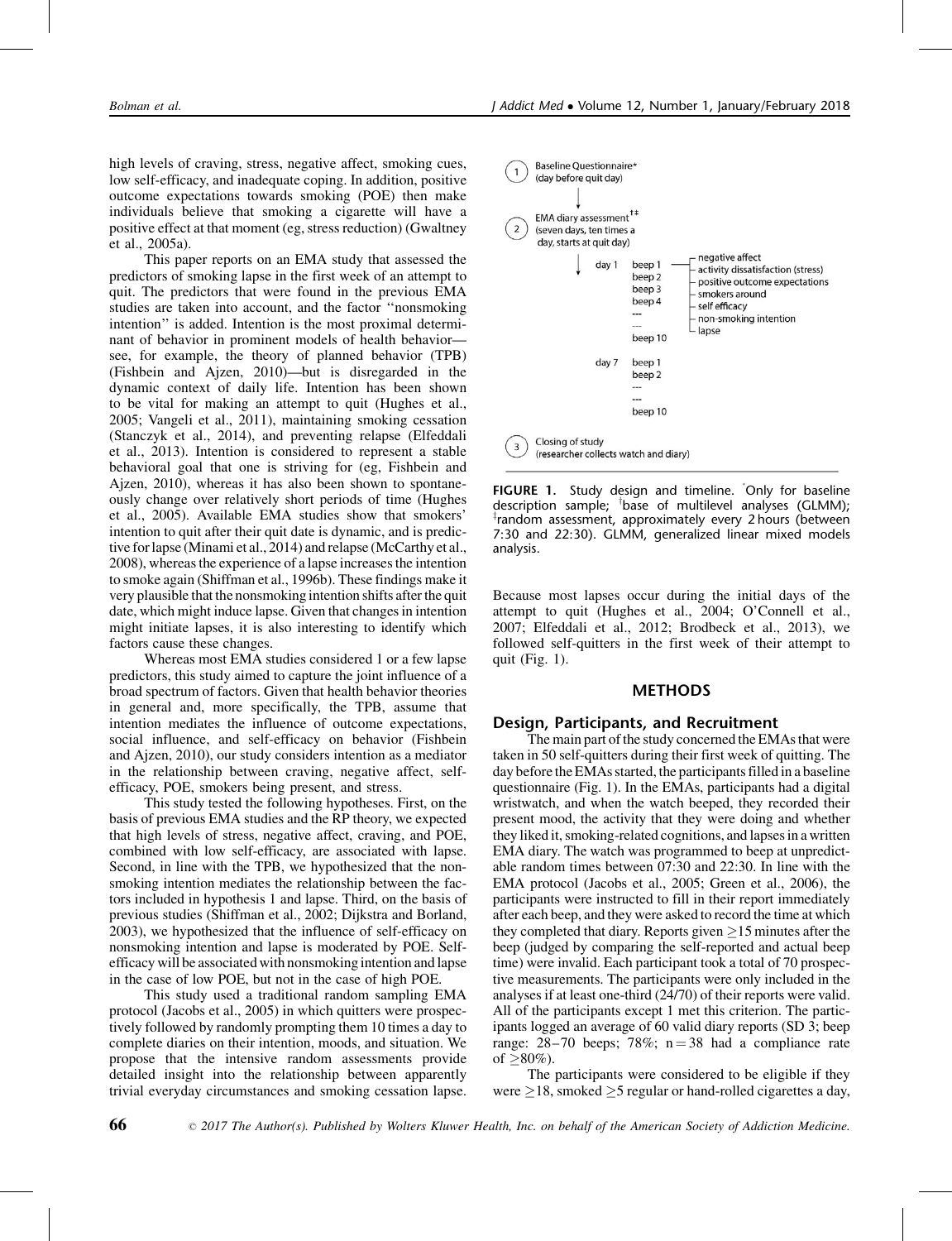high levels of craving, stress, negative affect, smoking cues, low self-efficacy, and inadequate coping. In addition, positive outcome expectations towards smoking (POE) then make individuals believe that smoking a cigarette will have a positive effect at that moment (eg, stress reduction) (Gwaltney et al., 2005a).

This paper reports on an EMA study that assessed the predictors of smoking lapse in the first week of an attempt to quit. The predictors that were found in the previous EMA studies are taken into account, and the factor ''nonsmoking intention'' is added. Intention is the most proximal determinant of behavior in prominent models of health behavior—see, for example, the theory of planned behavior (TPB) (Fishbein and Ajzen, 2010)—but is disregarded in the dynamic context of daily life. Intention has been shown to be vital for making an attempt to quit (Hughes et al., 2005; Vangeli et al., 2011), maintaining smoking cessation (Stanczyk et al., 2014), and preventing relapse (Elfeddali et al., 2013). Intention is considered to represent a stable behavioral goal that one is striving for (eg, Fishbein and Ajzen, 2010), whereas it has also been shown to spontaneously change over relatively short periods of time (Hughes et al., 2005). Available EMA studies show that smokers' intention to quit after their quit date is dynamic, and is predictive for lapse (Minami et al., 2014) and relapse (McCarthy et al., 2008), whereas the experience of a lapse increases the intention to smoke again (Shiffman et al., 1996b). These findings make it very plausible that the nonsmoking intention shifts after the quit date, which might induce lapse. Given that changes in intention might initiate lapses, it is also interesting to identify which factors cause these changes.

Whereas most EMA studies considered 1 or a few lapse predictors, this study aimed to capture the joint influence of a broad spectrum of factors. Given that health behavior theories in general and, more specifically, the TPB, assume that intention mediates the influence of outcome expectations, social influence, and self-efficacy on behavior (Fishbein and Ajzen, 2010), our study considers intention as a mediator in the relationship between craving, negative affect, self-efficacy, POE, smokers being present, and stress.

This study tested the following hypotheses. First, on the basis of previous EMA studies and the RP theory, we expected that high levels of stress, negative affect, craving, and POE, combined with low self-efficacy, are associated with lapse. Second, in line with the TPB, we hypothesized that the nonsmoking intention mediates the relationship between the factors included in hypothesis 1 and lapse. Third, on the basis of previous studies (Shiffman et al., 2002; Dijkstra and Borland, 2003), we hypothesized that the influence of self-efficacy on nonsmoking intention and lapse is moderated by POE. Self-efficacy will be associated with nonsmoking intention and lapse in the case of low POE, but not in the case of high POE.

This study used a traditional random sampling EMA protocol (Jacobs et al., 2005) in which quitters were prospectively followed by randomly prompting them 10 times a day to complete diaries on their intention, moods, and situation. We propose that the intensive random assessments provide detailed insight into the relationship between apparently trivial everyday circumstances and smoking cessation lapse.

1. Baseline Questionnaire* (day before quit day)
2. EMA diary assessment[†‡] (seven days, ten times a day, starts at quit day)
   - day 1: beep 1, beep 2, beep 3, beep 4, ..., beep 10 — negative affect; activity dissatisfaction (stress); positive outcome expectations; smokers around; self efficacy; non-smoking intention; lapse
   - day 7: beep 1, beep 2, ..., beep 10
3. Closing of study (researcher collects watch and diary)

**FIGURE 1.** Study design and timeline. *Only for baseline description sample; [†]base of multilevel analyses (GLMM); [‡]random assessment, approximately every 2 hours (between 7:30 and 22:30). GLMM, generalized linear mixed models analysis.

Because most lapses occur during the initial days of the attempt to quit (Hughes et al., 2004; O'Connell et al., 2007; Elfeddali et al., 2012; Brodbeck et al., 2013), we followed self-quitters in the first week of their attempt to quit (Fig. 1).

## METHODS

### Design, Participants, and Recruitment

The main part of the study concerned the EMAs that were taken in 50 self-quitters during their first week of quitting. The day before the EMAs started, the participants filled in a baseline questionnaire (Fig. 1). In the EMAs, participants had a digital wristwatch, and when the watch beeped, they recorded their present mood, the activity that they were doing and whether they liked it, smoking-related cognitions, and lapses in a written EMA diary. The watch was programmed to beep at unpredictable random times between 07:30 and 22:30. In line with the EMA protocol (Jacobs et al., 2005; Green et al., 2006), the participants were instructed to fill in their report immediately after each beep, and they were asked to record the time at which they completed that diary. Reports given $\geq$15 minutes after the beep (judged by comparing the self-reported and actual beep time) were invalid. Each participant took a total of 70 prospective measurements. The participants were only included in the analyses if at least one-third (24/70) of their reports were valid. All of the participants except 1 met this criterion. The participants logged an average of 60 valid diary reports (SD 3; beep range: 28–70 beeps; 78%; n = 38 had a compliance rate of $\geq$80%).

The participants were considered to be eligible if they were $\geq$18, smoked $\geq$5 regular or hand-rolled cigarettes a day,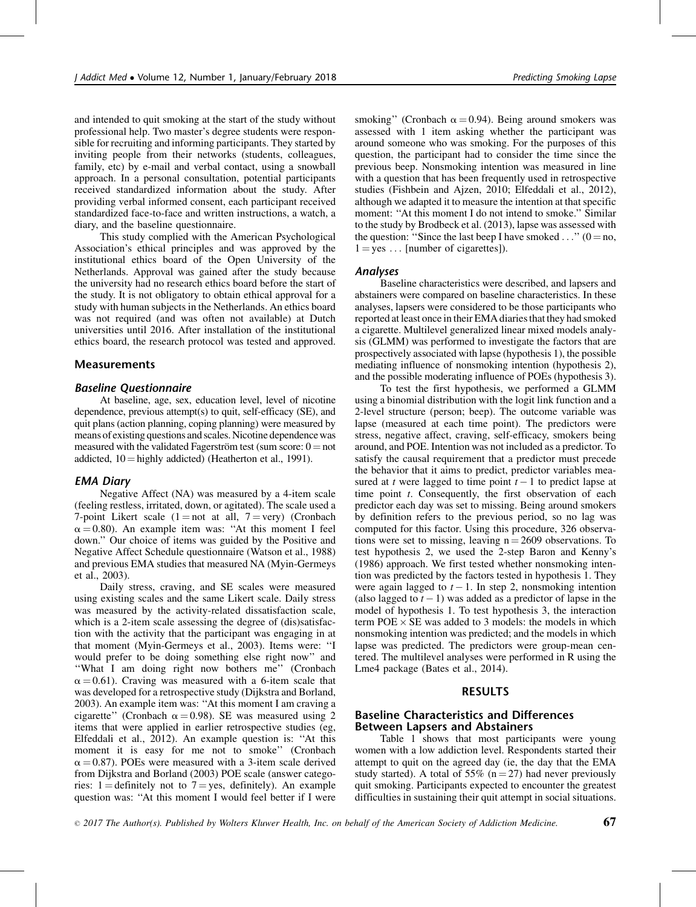and intended to quit smoking at the start of the study without professional help. Two master's degree students were responsible for recruiting and informing participants. They started by inviting people from their networks (students, colleagues, family, etc) by e-mail and verbal contact, using a snowball approach. In a personal consultation, potential participants received standardized information about the study. After providing verbal informed consent, each participant received standardized face-to-face and written instructions, a watch, a diary, and the baseline questionnaire.

This study complied with the American Psychological Association's ethical principles and was approved by the institutional ethics board of the Open University of the Netherlands. Approval was gained after the study because the university had no research ethics board before the start of the study. It is not obligatory to obtain ethical approval for a study with human subjects in the Netherlands. An ethics board was not required (and was often not available) at Dutch universities until 2016. After installation of the institutional ethics board, the research protocol was tested and approved.

## Measurements

### *Baseline Questionnaire*

At baseline, age, sex, education level, level of nicotine dependence, previous attempt(s) to quit, self-efficacy (SE), and quit plans (action planning, coping planning) were measured by means of existing questions and scales. Nicotine dependence was measured with the validated Fagerström test (sum score: 0 = not addicted, 10 = highly addicted) (Heatherton et al., 1991).

### *EMA Diary*

Negative Affect (NA) was measured by a 4-item scale (feeling restless, irritated, down, or agitated). The scale used a 7-point Likert scale (1 = not at all, 7 = very) (Cronbach $\alpha = 0.80$). An example item was: "At this moment I feel down." Our choice of items was guided by the Positive and Negative Affect Schedule questionnaire (Watson et al., 1988) and previous EMA studies that measured NA (Myin-Germeys et al., 2003).

Daily stress, craving, and SE scales were measured using existing scales and the same Likert scale. Daily stress was measured by the activity-related dissatisfaction scale, which is a 2-item scale assessing the degree of (dis)satisfaction with the activity that the participant was engaging in at that moment (Myin-Germeys et al., 2003). Items were: "I would prefer to be doing something else right now" and "What I am doing right now bothers me" (Cronbach $\alpha = 0.61$). Craving was measured with a 6-item scale that was developed for a retrospective study (Dijkstra and Borland, 2003). An example item was: "At this moment I am craving a cigarette" (Cronbach $\alpha = 0.98$). SE was measured using 2 items that were applied in earlier retrospective studies (eg, Elfeddali et al., 2012). An example question is: "At this moment it is easy for me not to smoke" (Cronbach $\alpha = 0.87$). POEs were measured with a 3-item scale derived from Dijkstra and Borland (2003) POE scale (answer categories: 1 = definitely not to 7 = yes, definitely). An example question was: "At this moment I would feel better if I were smoking" (Cronbach $\alpha = 0.94$). Being around smokers was assessed with 1 item asking whether the participant was around someone who was smoking. For the purposes of this question, the participant had to consider the time since the previous beep. Nonsmoking intention was measured in line with a question that has been frequently used in retrospective studies (Fishbein and Ajzen, 2010; Elfeddali et al., 2012), although we adapted it to measure the intention at that specific moment: "At this moment I do not intend to smoke." Similar to the study by Brodbeck et al. (2013), lapse was assessed with the question: "Since the last beep I have smoked . . ." (0 = no, 1 = yes . . . [number of cigarettes]).

### *Analyses*

Baseline characteristics were described, and lapsers and abstainers were compared on baseline characteristics. In these analyses, lapsers were considered to be those participants who reported at least once in their EMA diaries that they had smoked a cigarette. Multilevel generalized linear mixed models analysis (GLMM) was performed to investigate the factors that are prospectively associated with lapse (hypothesis 1), the possible mediating influence of nonsmoking intention (hypothesis 2), and the possible moderating influence of POEs (hypothesis 3).

To test the first hypothesis, we performed a GLMM using a binomial distribution with the logit link function and a 2-level structure (person; beep). The outcome variable was lapse (measured at each time point). The predictors were stress, negative affect, craving, self-efficacy, smokers being around, and POE. Intention was not included as a predictor. To satisfy the causal requirement that a predictor must precede the behavior that it aims to predict, predictor variables measured at $t$ were lagged to time point $t - 1$ to predict lapse at time point $t$. Consequently, the first observation of each predictor each day was set to missing. Being around smokers by definition refers to the previous period, so no lag was computed for this factor. Using this procedure, 326 observations were set to missing, leaving $n = 2609$ observations. To test hypothesis 2, we used the 2-step Baron and Kenny's (1986) approach. We first tested whether nonsmoking intention was predicted by the factors tested in hypothesis 1. They were again lagged to $t - 1$. In step 2, nonsmoking intention (also lagged to $t - 1$) was added as a predictor of lapse in the model of hypothesis 1. To test hypothesis 3, the interaction term POE × SE was added to 3 models: the models in which nonsmoking intention was predicted; and the models in which lapse was predicted. The predictors were group-mean centered. The multilevel analyses were performed in R using the Lme4 package (Bates et al., 2014).

## RESULTS

### Baseline Characteristics and Differences Between Lapsers and Abstainers

Table 1 shows that most participants were young women with a low addiction level. Respondents started their attempt to quit on the agreed day (ie, the day that the EMA study started). A total of 55% (n = 27) had never previously quit smoking. Participants expected to encounter the greatest difficulties in sustaining their quit attempt in social situations.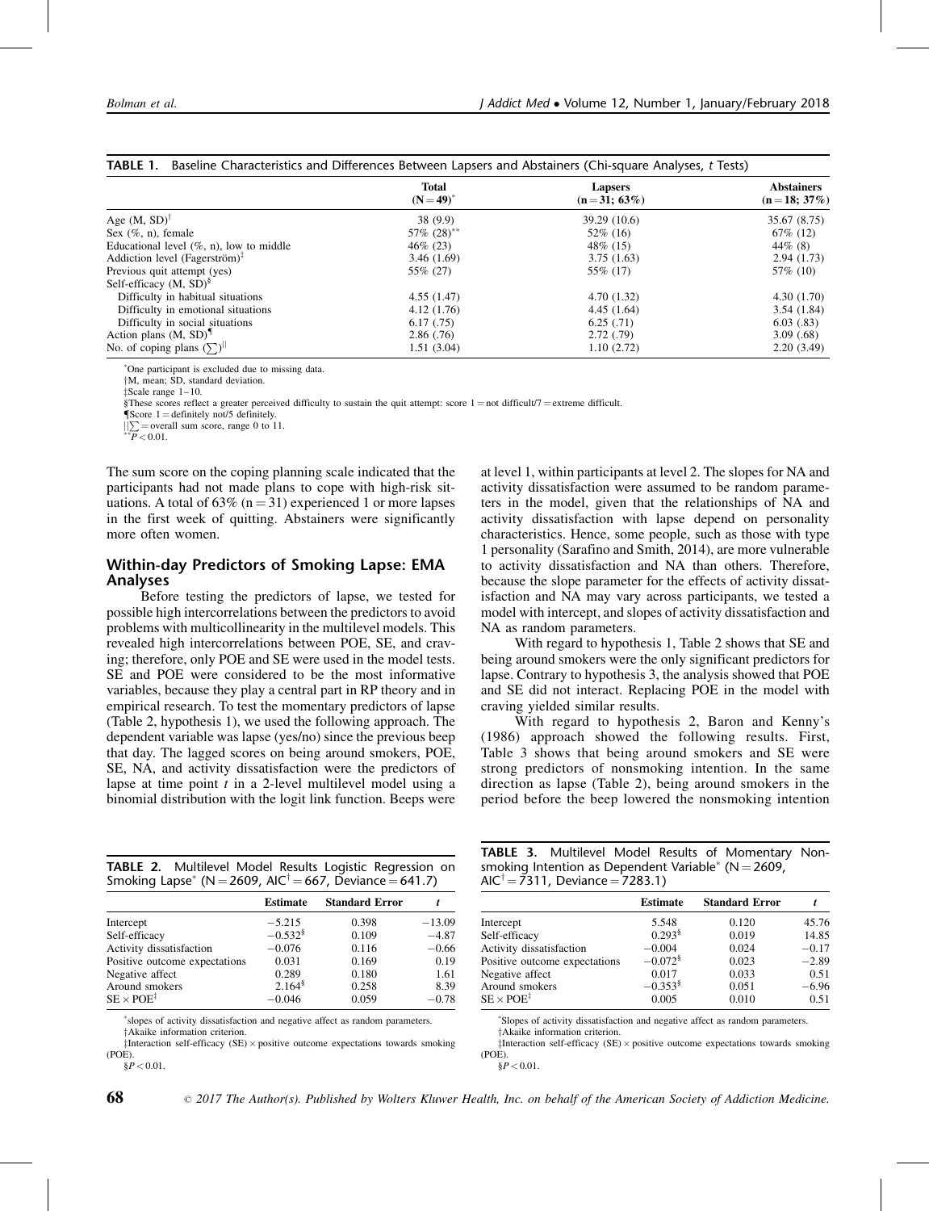**TABLE 1.** Baseline Characteristics and Differences Between Lapsers and Abstainers (Chi-square Analyses, *t* Tests)

| | Total (N = 49)* | Lapsers (n = 31; 63%) | Abstainers (n = 18; 37%) |
|---|---|---|---|
| Age (M, SD)† | 38 (9.9) | 39.29 (10.6) | 35.67 (8.75) |
| Sex (%, n), female | 57% (28)** | 52% (16) | 67% (12) |
| Educational level (%, n), low to middle | 46% (23) | 48% (15) | 44% (8) |
| Addiction level (Fagerström)‡ | 3.46 (1.69) | 3.75 (1.63) | 2.94 (1.73) |
| Previous quit attempt (yes) | 55% (27) | 55% (17) | 57% (10) |
| Self-efficacy (M, SD)§ | | | |
| Difficulty in habitual situations | 4.55 (1.47) | 4.70 (1.32) | 4.30 (1.70) |
| Difficulty in emotional situations | 4.12 (1.76) | 4.45 (1.64) | 3.54 (1.84) |
| Difficulty in social situations | 6.17 (.75) | 6.25 (.71) | 6.03 (.83) |
| Action plans (M, SD)¶ | 2.86 (.76) | 2.72 (.79) | 3.09 (.68) |
| No. of coping plans ($\sum$)‖ | 1.51 (3.04) | 1.10 (2.72) | 2.20 (3.49) |

*One participant is excluded due to missing data.
†M, mean; SD, standard deviation.
‡Scale range 1–10.
§These scores reflect a greater perceived difficulty to sustain the quit attempt: score 1 = not difficult/7 = extreme difficult.
¶Score 1 = definitely not/5 definitely.
‖$\sum$ = overall sum score, range 0 to 11.
**$P < 0.01$.

The sum score on the coping planning scale indicated that the participants had not made plans to cope with high-risk situations. A total of 63% (n = 31) experienced 1 or more lapses in the first week of quitting. Abstainers were significantly more often women.

## Within-day Predictors of Smoking Lapse: EMA Analyses

Before testing the predictors of lapse, we tested for possible high intercorrelations between the predictors to avoid problems with multicollinearity in the multilevel models. This revealed high intercorrelations between POE, SE, and craving; therefore, only POE and SE were used in the model tests. SE and POE were considered to be the most informative variables, because they play a central part in RP theory and in empirical research. To test the momentary predictors of lapse (Table 2, hypothesis 1), we used the following approach. The dependent variable was lapse (yes/no) since the previous beep that day. The lagged scores on being around smokers, POE, SE, NA, and activity dissatisfaction were the predictors of lapse at time point *t* in a 2-level multilevel model using a binomial distribution with the logit link function. Beeps were at level 1, within participants at level 2. The slopes for NA and activity dissatisfaction were assumed to be random parameters in the model, given that the relationships of NA and activity dissatisfaction with lapse depend on personality characteristics. Hence, some people, such as those with type 1 personality (Sarafino and Smith, 2014), are more vulnerable to activity dissatisfaction and NA than others. Therefore, because the slope parameter for the effects of activity dissatisfaction and NA may vary across participants, we tested a model with intercept, and slopes of activity dissatisfaction and NA as random parameters.

With regard to hypothesis 1, Table 2 shows that SE and being around smokers were the only significant predictors for lapse. Contrary to hypothesis 3, the analysis showed that POE and SE did not interact. Replacing POE in the model with craving yielded similar results.

With regard to hypothesis 2, Baron and Kenny's (1986) approach showed the following results. First, Table 3 shows that being around smokers and SE were strong predictors of nonsmoking intention. In the same direction as lapse (Table 2), being around smokers in the period before the beep lowered the nonsmoking intention

**TABLE 2.** Multilevel Model Results Logistic Regression on Smoking Lapse* (N = 2609, AIC† = 667, Deviance = 641.7)

| | Estimate | Standard Error | *t* |
|---|---|---|---|
| Intercept | −5.215 | 0.398 | −13.09 |
| Self-efficacy | −0.532§ | 0.109 | −4.87 |
| Activity dissatisfaction | −0.076 | 0.116 | −0.66 |
| Positive outcome expectations | 0.031 | 0.169 | 0.19 |
| Negative affect | 0.289 | 0.180 | 1.61 |
| Around smokers | 2.164§ | 0.258 | 8.39 |
| SE × POE‡ | −0.046 | 0.059 | −0.78 |

*slopes of activity dissatisfaction and negative affect as random parameters.
†Akaike information criterion.
‡Interaction self-efficacy (SE) × positive outcome expectations towards smoking (POE).
§$P < 0.01$.

**TABLE 3.** Multilevel Model Results of Momentary Nonsmoking Intention as Dependent Variable* (N = 2609, AIC† = 7311, Deviance = 7283.1)

| | Estimate | Standard Error | *t* |
|---|---|---|---|
| Intercept | 5.548 | 0.120 | 45.76 |
| Self-efficacy | 0.293§ | 0.019 | 14.85 |
| Activity dissatisfaction | −0.004 | 0.024 | −0.17 |
| Positive outcome expectations | −0.072§ | 0.023 | −2.89 |
| Negative affect | 0.017 | 0.033 | 0.51 |
| Around smokers | −0.353§ | 0.051 | −6.96 |
| SE × POE‡ | 0.005 | 0.010 | 0.51 |

*Slopes of activity dissatisfaction and negative affect as random parameters.
†Akaike information criterion.
‡Interaction self-efficacy (SE) × positive outcome expectations towards smoking (POE).
§$P < 0.01$.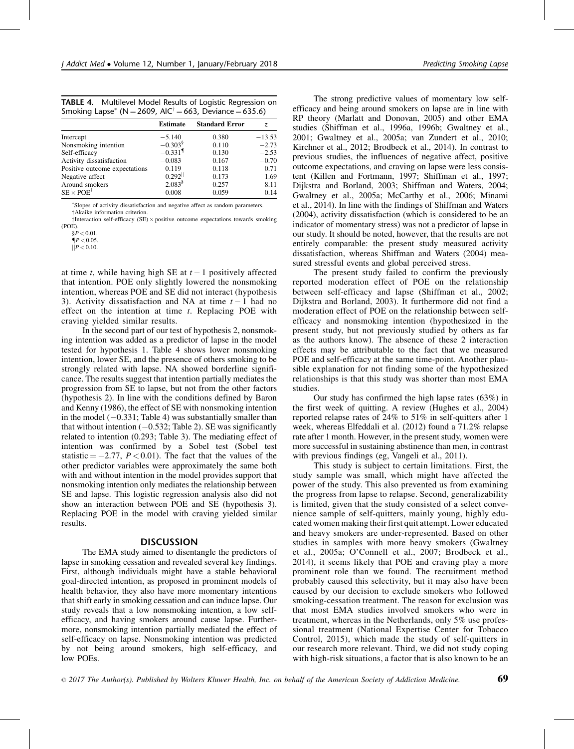**TABLE 4.** Multilevel Model Results of Logistic Regression on Smoking Lapse* (N = 2609, AIC† = 663, Deviance = 635.6)

| | Estimate | Standard Error | z |
|---|---|---|---|
| Intercept | −5.140 | 0.380 | −13.53 |
| Nonsmoking intention | −0.303§ | 0.110 | −2.73 |
| Self-efficacy | −0.331¶ | 0.130 | −2.53 |
| Activity dissatisfaction | −0.083 | 0.167 | −0.70 |
| Positive outcome expectations | 0.119 | 0.118 | 0.71 |
| Negative affect | 0.292\|\| | 0.173 | 1.69 |
| Around smokers | 2.083§ | 0.257 | 8.11 |
| SE × POE‡ | −0.008 | 0.059 | 0.14 |

*Slopes of activity dissatisfaction and negative affect as random parameters.
†Akaike information criterion.
‡Interaction self-efficacy (SE) × positive outcome expectations towards smoking (POE).
§$P < 0.01$.
¶$P < 0.05$.
||$P < 0.10$.

at time $t$, while having high SE at $t - 1$ positively affected that intention. POE only slightly lowered the nonsmoking intention, whereas POE and SE did not interact (hypothesis 3). Activity dissatisfaction and NA at time $t - 1$ had no effect on the intention at time $t$. Replacing POE with craving yielded similar results.

In the second part of our test of hypothesis 2, nonsmoking intention was added as a predictor of lapse in the model tested for hypothesis 1. Table 4 shows lower nonsmoking intention, lower SE, and the presence of others smoking to be strongly related with lapse. NA showed borderline significance. The results suggest that intention partially mediates the progression from SE to lapse, but not from the other factors (hypothesis 2). In line with the conditions defined by Baron and Kenny (1986), the effect of SE with nonsmoking intention in the model (−0.331; Table 4) was substantially smaller than that without intention (−0.532; Table 2). SE was significantly related to intention (0.293; Table 3). The mediating effect of intention was confirmed by a Sobel test (Sobel test statistic = −2.77, $P < 0.01$). The fact that the values of the other predictor variables were approximately the same both with and without intention in the model provides support that nonsmoking intention only mediates the relationship between SE and lapse. This logistic regression analysis also did not show an interaction between POE and SE (hypothesis 3). Replacing POE in the model with craving yielded similar results.

## DISCUSSION

The EMA study aimed to disentangle the predictors of lapse in smoking cessation and revealed several key findings. First, although individuals might have a stable behavioral goal-directed intention, as proposed in prominent models of health behavior, they also have more momentary intentions that shift early in smoking cessation and can induce lapse. Our study reveals that a low nonsmoking intention, a low self-efficacy, and having smokers around cause lapse. Furthermore, nonsmoking intention partially mediated the effect of self-efficacy on lapse. Nonsmoking intention was predicted by not being around smokers, high self-efficacy, and low POEs.

The strong predictive values of momentary low self-efficacy and being around smokers on lapse are in line with RP theory (Marlatt and Donovan, 2005) and other EMA studies (Shiffman et al., 1996a, 1996b; Gwaltney et al., 2001; Gwaltney et al., 2005a; van Zundert et al., 2010; Kirchner et al., 2012; Brodbeck et al., 2014). In contrast to previous studies, the influences of negative affect, positive outcome expectations, and craving on lapse were less consistent (Killen and Fortmann, 1997; Shiffman et al., 1997; Dijkstra and Borland, 2003; Shiffman and Waters, 2004; Gwaltney et al., 2005a; McCarthy et al., 2006; Minami et al., 2014). In line with the findings of Shiffman and Waters (2004), activity dissatisfaction (which is considered to be an indicator of momentary stress) was not a predictor of lapse in our study. It should be noted, however, that the results are not entirely comparable: the present study measured activity dissatisfaction, whereas Shiffman and Waters (2004) measured stressful events and global perceived stress.

The present study failed to confirm the previously reported moderation effect of POE on the relationship between self-efficacy and lapse (Shiffman et al., 2002; Dijkstra and Borland, 2003). It furthermore did not find a moderation effect of POE on the relationship between self-efficacy and nonsmoking intention (hypothesized in the present study, but not previously studied by others as far as the authors know). The absence of these 2 interaction effects may be attributable to the fact that we measured POE and self-efficacy at the same time-point. Another plausible explanation for not finding some of the hypothesized relationships is that this study was shorter than most EMA studies.

Our study has confirmed the high lapse rates (63%) in the first week of quitting. A review (Hughes et al., 2004) reported relapse rates of 24% to 51% in self-quitters after 1 week, whereas Elfeddali et al. (2012) found a 71.2% relapse rate after 1 month. However, in the present study, women were more successful in sustaining abstinence than men, in contrast with previous findings (eg, Vangeli et al., 2011).

This study is subject to certain limitations. First, the study sample was small, which might have affected the power of the study. This also prevented us from examining the progress from lapse to relapse. Second, generalizability is limited, given that the study consisted of a select convenience sample of self-quitters, mainly young, highly educated women making their first quit attempt. Lower educated and heavy smokers are under-represented. Based on other studies in samples with more heavy smokers (Gwaltney et al., 2005a; O'Connell et al., 2007; Brodbeck et al., 2014), it seems likely that POE and craving play a more prominent role than we found. The recruitment method probably caused this selectivity, but it may also have been caused by our decision to exclude smokers who followed smoking-cessation treatment. The reason for exclusion was that most EMA studies involved smokers who were in treatment, whereas in the Netherlands, only 5% use professional treatment (National Expertise Center for Tobacco Control, 2015), which made the study of self-quitters in our research more relevant. Third, we did not study coping with high-risk situations, a factor that is also known to be an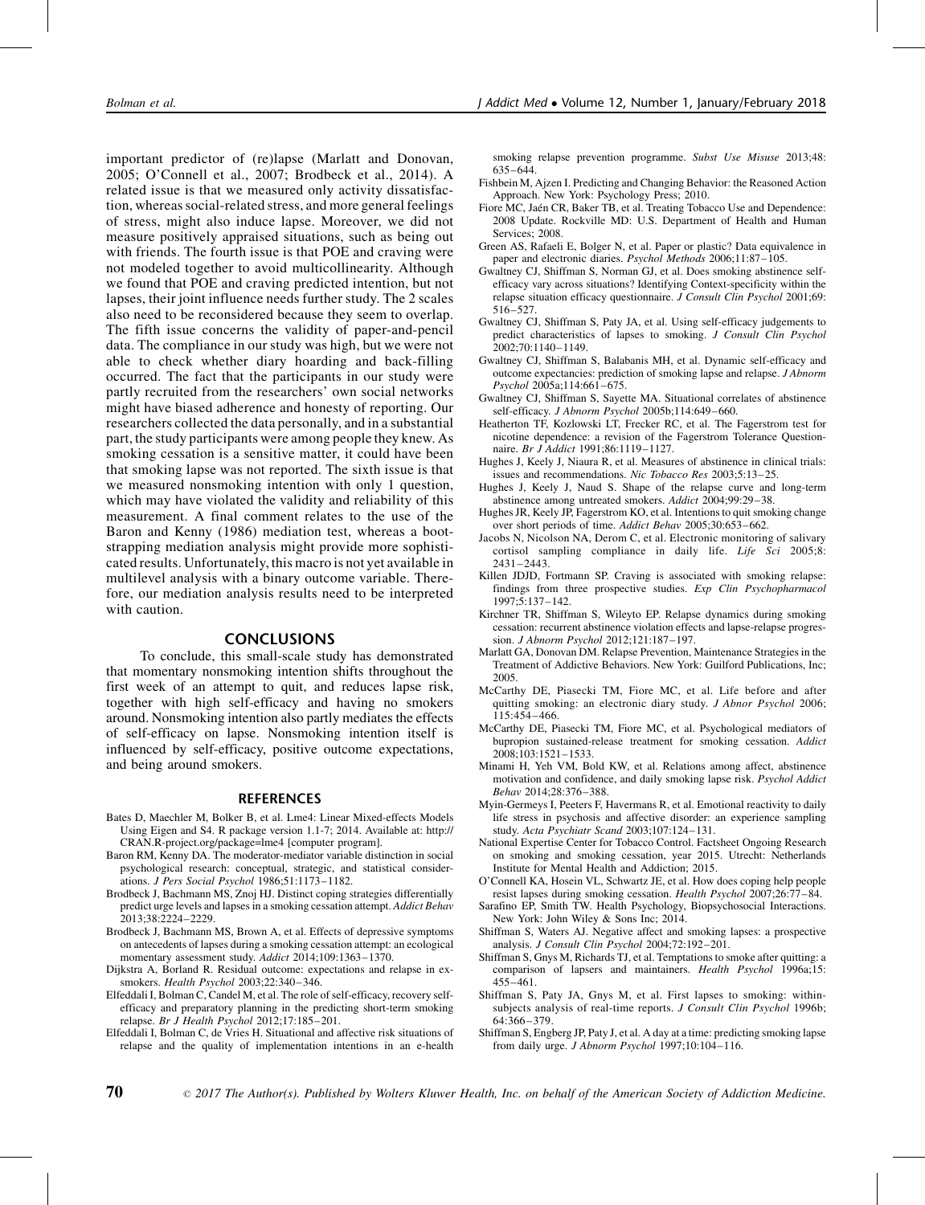important predictor of (re)lapse (Marlatt and Donovan, 2005; O'Connell et al., 2007; Brodbeck et al., 2014). A related issue is that we measured only activity dissatisfaction, whereas social-related stress, and more general feelings of stress, might also induce lapse. Moreover, we did not measure positively appraised situations, such as being out with friends. The fourth issue is that POE and craving were not modeled together to avoid multicollinearity. Although we found that POE and craving predicted intention, but not lapses, their joint influence needs further study. The 2 scales also need to be reconsidered because they seem to overlap. The fifth issue concerns the validity of paper-and-pencil data. The compliance in our study was high, but we were not able to check whether diary hoarding and back-filling occurred. The fact that the participants in our study were partly recruited from the researchers' own social networks might have biased adherence and honesty of reporting. Our researchers collected the data personally, and in a substantial part, the study participants were among people they knew. As smoking cessation is a sensitive matter, it could have been that smoking lapse was not reported. The sixth issue is that we measured nonsmoking intention with only 1 question, which may have violated the validity and reliability of this measurement. A final comment relates to the use of the Baron and Kenny (1986) mediation test, whereas a bootstrapping mediation analysis might provide more sophisticated results. Unfortunately, this macro is not yet available in multilevel analysis with a binary outcome variable. Therefore, our mediation analysis results need to be interpreted with caution.

## CONCLUSIONS

To conclude, this small-scale study has demonstrated that momentary nonsmoking intention shifts throughout the first week of an attempt to quit, and reduces lapse risk, together with high self-efficacy and having no smokers around. Nonsmoking intention also partly mediates the effects of self-efficacy on lapse. Nonsmoking intention itself is influenced by self-efficacy, positive outcome expectations, and being around smokers.

## REFERENCES

Bates D, Maechler M, Bolker B, et al. Lme4: Linear Mixed-effects Models Using Eigen and S4. R package version 1.1-7; 2014. Available at: http://CRAN.R-project.org/package=lme4 [computer program].

Baron RM, Kenny DA. The moderator-mediator variable distinction in social psychological research: conceptual, strategic, and statistical considerations. *J Pers Social Psychol* 1986;51:1173–1182.

Brodbeck J, Bachmann MS, Znoj HJ. Distinct coping strategies differentially predict urge levels and lapses in a smoking cessation attempt. *Addict Behav* 2013;38:2224–2229.

Brodbeck J, Bachmann MS, Brown A, et al. Effects of depressive symptoms on antecedents of lapses during a smoking cessation attempt: an ecological momentary assessment study. *Addict* 2014;109:1363–1370.

Dijkstra A, Borland R. Residual outcome: expectations and relapse in ex-smokers. *Health Psychol* 2003;22:340–346.

Elfeddali I, Bolman C, Candel M, et al. The role of self-efficacy, recovery self-efficacy and preparatory planning in the predicting short-term smoking relapse. *Br J Health Psychol* 2012;17:185–201.

Elfeddali I, Bolman C, de Vries H. Situational and affective risk situations of relapse and the quality of implementation intentions in an e-health smoking relapse prevention programme. *Subst Use Misuse* 2013;48: 635–644.

Fishbein M, Ajzen I. Predicting and Changing Behavior: the Reasoned Action Approach. New York: Psychology Press; 2010.

Fiore MC, Jaén CR, Baker TB, et al. Treating Tobacco Use and Dependence: 2008 Update. Rockville MD: U.S. Department of Health and Human Services; 2008.

Green AS, Rafaeli E, Bolger N, et al. Paper or plastic? Data equivalence in paper and electronic diaries. *Psychol Methods* 2006;11:87–105.

Gwaltney CJ, Shiffman S, Norman GJ, et al. Does smoking abstinence self-efficacy vary across situations? Identifying Context-specificity within the relapse situation efficacy questionnaire. *J Consult Clin Psychol* 2001;69: 516–527.

Gwaltney CJ, Shiffman S, Paty JA, et al. Using self-efficacy judgements to predict characteristics of lapses to smoking. *J Consult Clin Psychol* 2002;70:1140–1149.

Gwaltney CJ, Shiffman S, Balabanis MH, et al. Dynamic self-efficacy and outcome expectancies: prediction of smoking lapse and relapse. *J Abnorm Psychol* 2005a;114:661–675.

Gwaltney CJ, Shiffman S, Sayette MA. Situational correlates of abstinence self-efficacy. *J Abnorm Psychol* 2005b;114:649–660.

Heatherton TF, Kozlowski LT, Frecker RC, et al. The Fagerstrom test for nicotine dependence: a revision of the Fagerstrom Tolerance Questionnaire. *Br J Addict* 1991;86:1119–1127.

Hughes J, Keely J, Niaura R, et al. Measures of abstinence in clinical trials: issues and recommendations. *Nic Tobacco Res* 2003;5:13–25.

Hughes J, Keely J, Naud S. Shape of the relapse curve and long-term abstinence among untreated smokers. *Addict* 2004;99:29–38.

Hughes JR, Keely JP, Fagerstrom KO, et al. Intentions to quit smoking change over short periods of time. *Addict Behav* 2005;30:653–662.

Jacobs N, Nicolson NA, Derom C, et al. Electronic monitoring of salivary cortisol sampling compliance in daily life. *Life Sci* 2005;8: 2431–2443.

Killen JDJD, Fortmann SP. Craving is associated with smoking relapse: findings from three prospective studies. *Exp Clin Psychopharmacol* 1997;5:137–142.

Kirchner TR, Shiffman S, Wileyto EP. Relapse dynamics during smoking cessation: recurrent abstinence violation effects and lapse-relapse progression. *J Abnorm Psychol* 2012;121:187–197.

Marlatt GA, Donovan DM. Relapse Prevention, Maintenance Strategies in the Treatment of Addictive Behaviors. New York: Guilford Publications, Inc; 2005.

McCarthy DE, Piasecki TM, Fiore MC, et al. Life before and after quitting smoking: an electronic diary study. *J Abnor Psychol* 2006; 115:454–466.

McCarthy DE, Piasecki TM, Fiore MC, et al. Psychological mediators of bupropion sustained-release treatment for smoking cessation. *Addict* 2008;103:1521–1533.

Minami H, Yeh VM, Bold KW, et al. Relations among affect, abstinence motivation and confidence, and daily smoking lapse risk. *Psychol Addict Behav* 2014;28:376–388.

Myin-Germeys I, Peeters F, Havermans R, et al. Emotional reactivity to daily life stress in psychosis and affective disorder: an experience sampling study. *Acta Psychiatr Scand* 2003;107:124–131.

National Expertise Center for Tobacco Control. Factsheet Ongoing Research on smoking and smoking cessation, year 2015. Utrecht: Netherlands Institute for Mental Health and Addiction; 2015.

O'Connell KA, Hosein VL, Schwartz JE, et al. How does coping help people resist lapses during smoking cessation. *Health Psychol* 2007;26:77–84.

Sarafino EP, Smith TW. Health Psychology, Biopsychosocial Interactions. New York: John Wiley & Sons Inc; 2014.

Shiffman S, Waters AJ. Negative affect and smoking lapses: a prospective analysis. *J Consult Clin Psychol* 2004;72:192–201.

Shiffman S, Gnys M, Richards TJ, et al. Temptations to smoke after quitting: a comparison of lapsers and maintainers. *Health Psychol* 1996a;15: 455–461.

Shiffman S, Paty JA, Gnys M, et al. First lapses to smoking: within-subjects analysis of real-time reports. *J Consult Clin Psychol* 1996b; 64:366–379.

Shiffman S, Engberg JP, Paty J, et al. A day at a time: predicting smoking lapse from daily urge. *J Abnorm Psychol* 1997;10:104–116.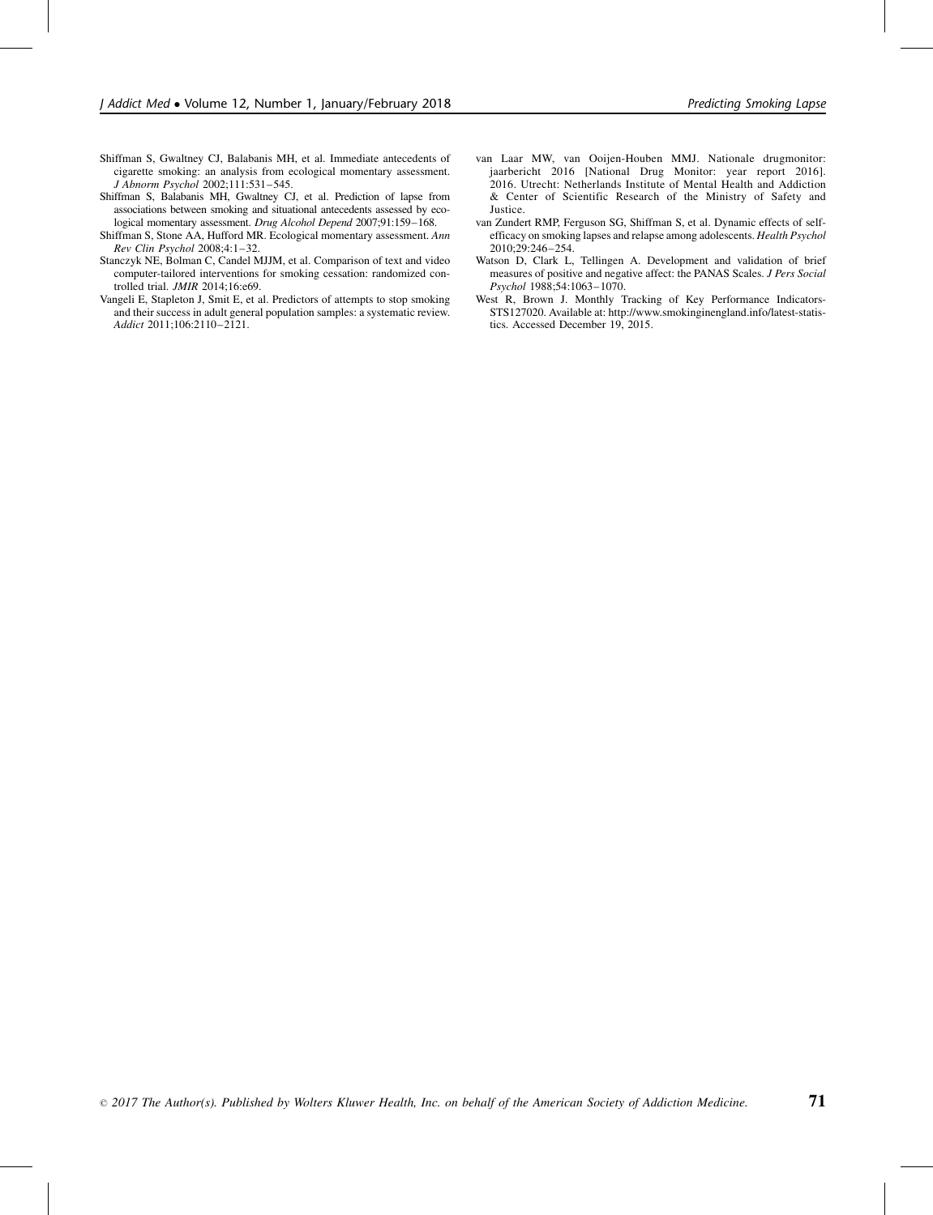Shiffman S, Gwaltney CJ, Balabanis MH, et al. Immediate antecedents of cigarette smoking: an analysis from ecological momentary assessment. *J Abnorm Psychol* 2002;111:531–545.

Shiffman S, Balabanis MH, Gwaltney CJ, et al. Prediction of lapse from associations between smoking and situational antecedents assessed by ecological momentary assessment. *Drug Alcohol Depend* 2007;91:159–168.

Shiffman S, Stone AA, Hufford MR. Ecological momentary assessment. *Ann Rev Clin Psychol* 2008;4:1–32.

Stanczyk NE, Bolman C, Candel MJJM, et al. Comparison of text and video computer-tailored interventions for smoking cessation: randomized controlled trial. *JMIR* 2014;16:e69.

Vangeli E, Stapleton J, Smit E, et al. Predictors of attempts to stop smoking and their success in adult general population samples: a systematic review. *Addict* 2011;106:2110–2121.

van Laar MW, van Ooijen-Houben MMJ. Nationale drugmonitor: jaarbericht 2016 [National Drug Monitor: year report 2016]. 2016. Utrecht: Netherlands Institute of Mental Health and Addiction & Center of Scientific Research of the Ministry of Safety and Justice.

van Zundert RMP, Ferguson SG, Shiffman S, et al. Dynamic effects of self-efficacy on smoking lapses and relapse among adolescents. *Health Psychol* 2010;29:246–254.

Watson D, Clark L, Tellingen A. Development and validation of brief measures of positive and negative affect: the PANAS Scales. *J Pers Social Psychol* 1988;54:1063–1070.

West R, Brown J. Monthly Tracking of Key Performance Indicators-STS127020. Available at: http://www.smokinginengland.info/latest-statistics. Accessed December 19, 2015.